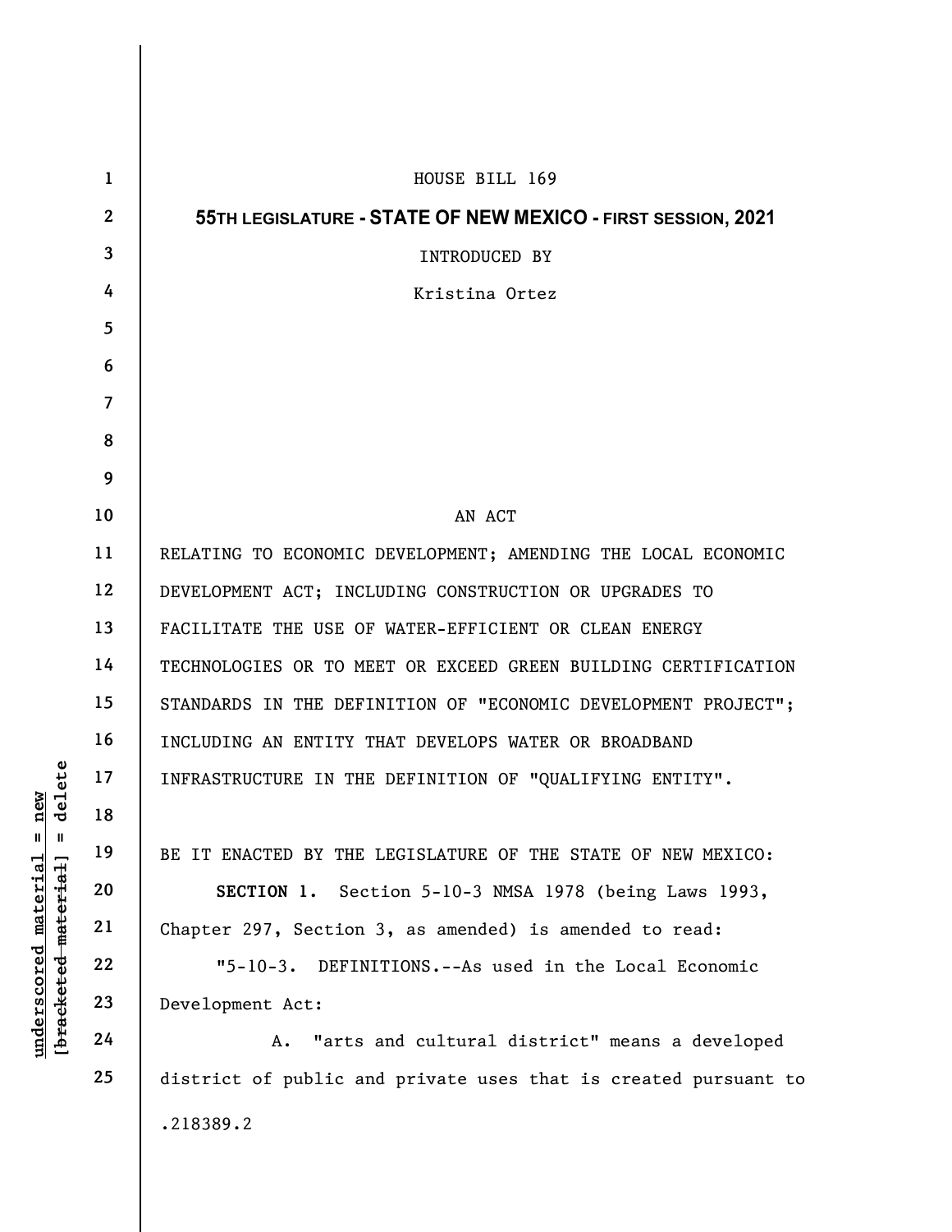HOUSE BILL 169

**55TH LEGISLATURE - STATE OF NEW MEXICO - FIRST SESSION, 2021**

INTRODUCED BY

Kristina Ortez

AN ACT

RELATING TO ECONOMIC DEVELOPMENT; AMENDING THE LOCAL ECONOMIC DEVELOPMENT ACT; INCLUDING CONSTRUCTION OR UPGRADES TO FACILITATE THE USE OF WATER-EFFICIENT OR CLEAN ENERGY TECHNOLOGIES OR TO MEET OR EXCEED GREEN BUILDING CERTIFICATION STANDARDS IN THE DEFINITION OF "ECONOMIC DEVELOPMENT PROJECT"; INCLUDING AN ENTITY THAT DEVELOPS WATER OR BROADBAND INFRASTRUCTURE IN THE DEFINITION OF "QUALIFYING ENTITY".

BE IT ENACTED BY THE LEGISLATURE OF THE STATE OF NEW MEXICO:

**SECTION 1.** Section 5-10-3 NMSA 1978 (being Laws 1993, Chapter 297, Section 3, as amended) is amended to read:

"5-10-3. DEFINITIONS.--As used in the Local Economic Development Act:

A. "arts and cultural district" means a developed district of public and private uses that is created pursuant to

.218389.2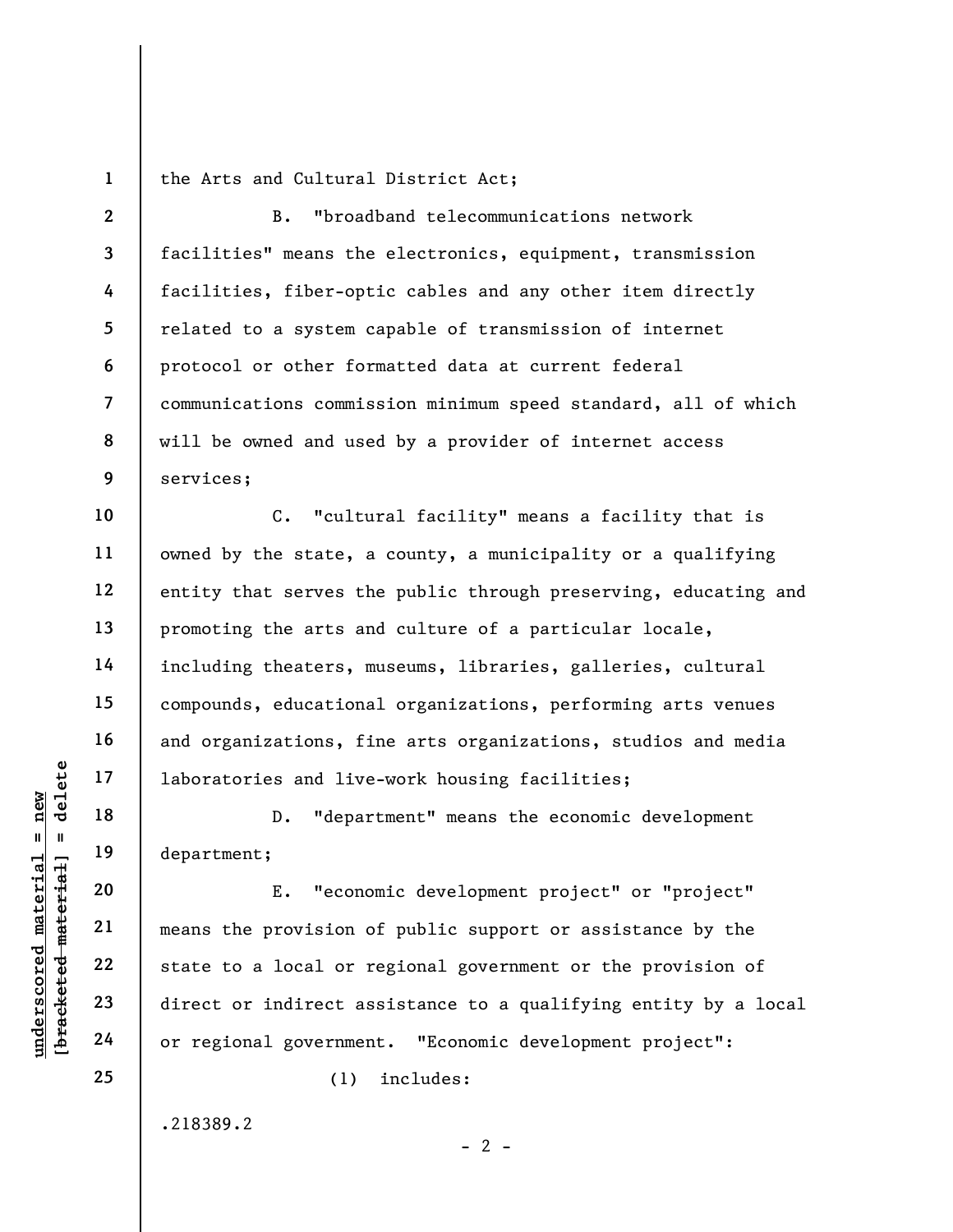the Arts and Cultural District Act;

B. "broadband telecommunications network facilities" means the electronics, equipment, transmission facilities, fiber-optic cables and any other item directly related to a system capable of transmission of internet protocol or other formatted data at current federal communications commission minimum speed standard, all of which will be owned and used by a provider of internet access services;

C. "cultural facility" means a facility that is owned by the state, a county, a municipality or a qualifying entity that serves the public through preserving, educating and promoting the arts and culture of a particular locale, including theaters, museums, libraries, galleries, cultural compounds, educational organizations, performing arts venues and organizations, fine arts organizations, studios and media laboratories and live-work housing facilities;

D. "department" means the economic development department;

E. "economic development project" or "project" means the provision of public support or assistance by the state to a local or regional government or the provision of direct or indirect assistance to a qualifying entity by a local or regional government. "Economic development project":

(1) includes:

.218389.2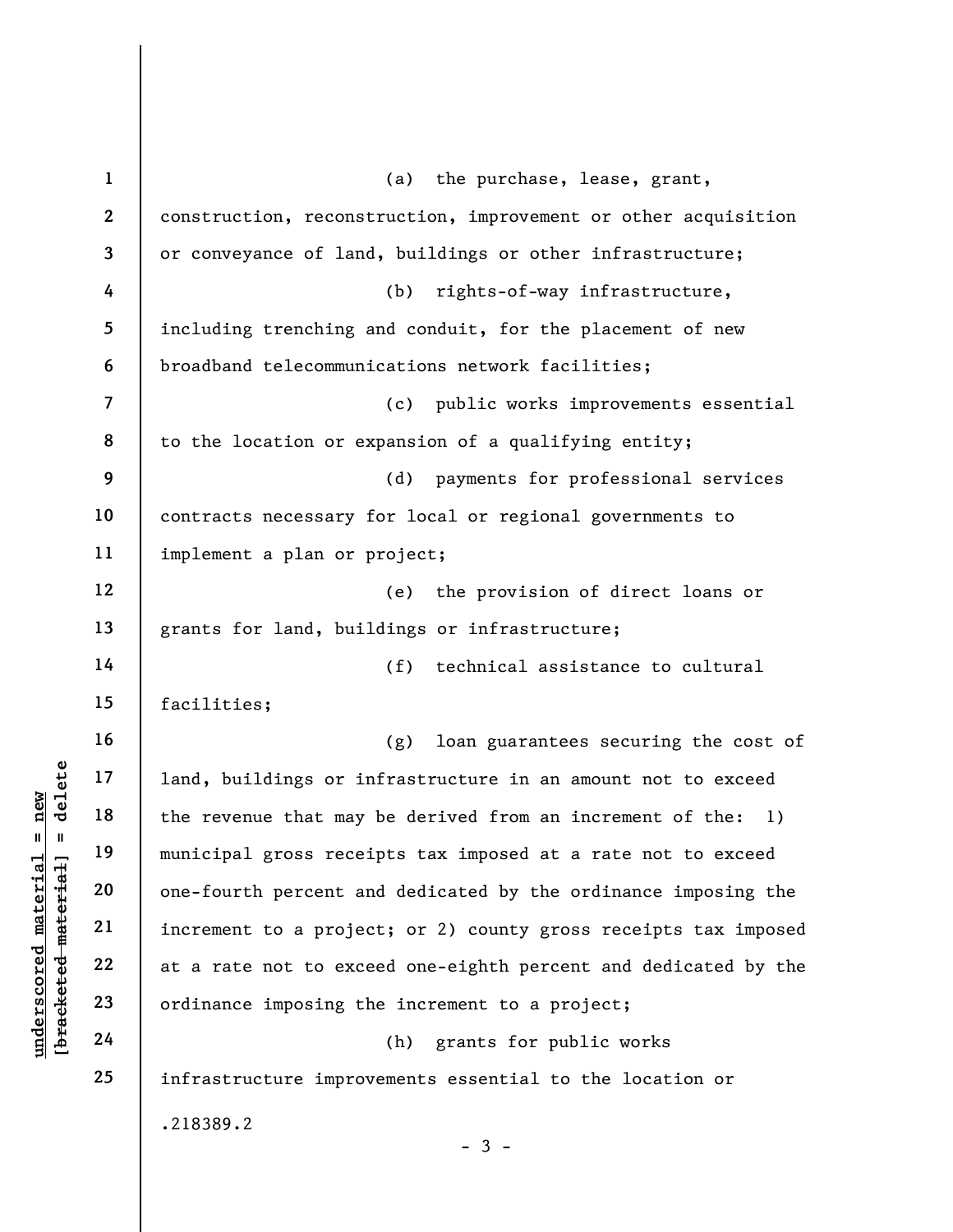(a) the purchase, lease, grant, construction, reconstruction, improvement or other acquisition or conveyance of land, buildings or other infrastructure;

(b) rights-of-way infrastructure, including trenching and conduit, for the placement of new broadband telecommunications network facilities;

(c) public works improvements essential to the location or expansion of a qualifying entity;

(d) payments for professional services contracts necessary for local or regional governments to implement a plan or project;

(e) the provision of direct loans or grants for land, buildings or infrastructure;

(f) technical assistance to cultural facilities;

(g) loan guarantees securing the cost of land, buildings or infrastructure in an amount not to exceed the revenue that may be derived from an increment of the: 1) municipal gross receipts tax imposed at a rate not to exceed one-fourth percent and dedicated by the ordinance imposing the increment to a project; or 2) county gross receipts tax imposed at a rate not to exceed one-eighth percent and dedicated by the ordinance imposing the increment to a project;

(h) grants for public works infrastructure improvements essential to the location or

.218389.2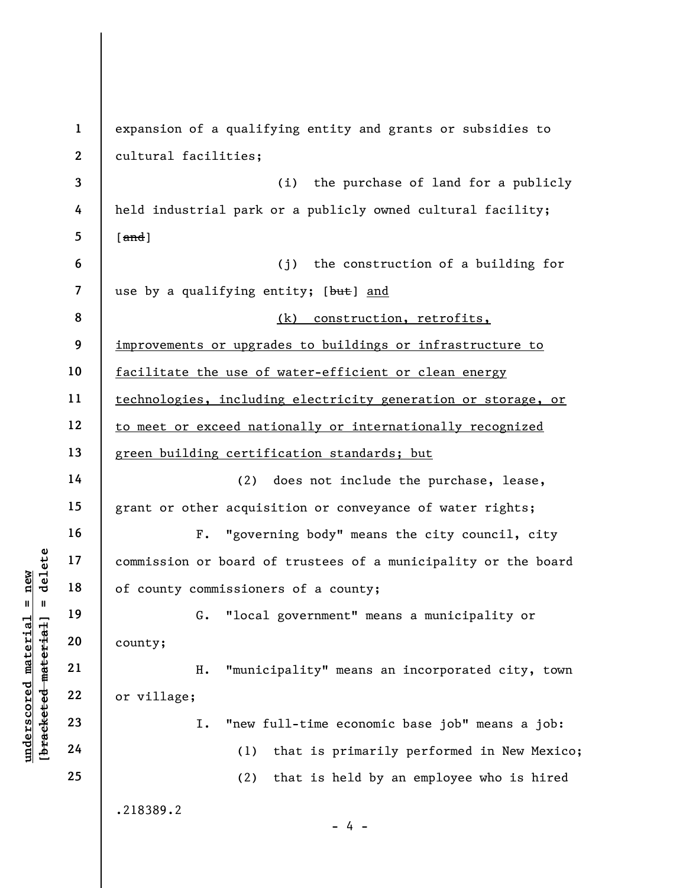expansion of a qualifying entity and grants or subsidies to cultural facilities;

(i) the purchase of land for a publicly held industrial park or a publicly owned cultural facility; [~~and~~]

(j) the construction of a building for use by a qualifying entity; [~~but~~] <u>and</u>

<u>(k) construction, retrofits, improvements or upgrades to buildings or infrastructure to facilitate the use of water-efficient or clean energy technologies, including electricity generation or storage, or to meet or exceed nationally or internationally recognized green building certification standards; but</u>

(2) does not include the purchase, lease, grant or other acquisition or conveyance of water rights;

F. "governing body" means the city council, city commission or board of trustees of a municipality or the board of county commissioners of a county;

G. "local government" means a municipality or county;

H. "municipality" means an incorporated city, town or village;

I. "new full-time economic base job" means a job:

(1) that is primarily performed in New Mexico;

(2) that is held by an employee who is hired

.218389.2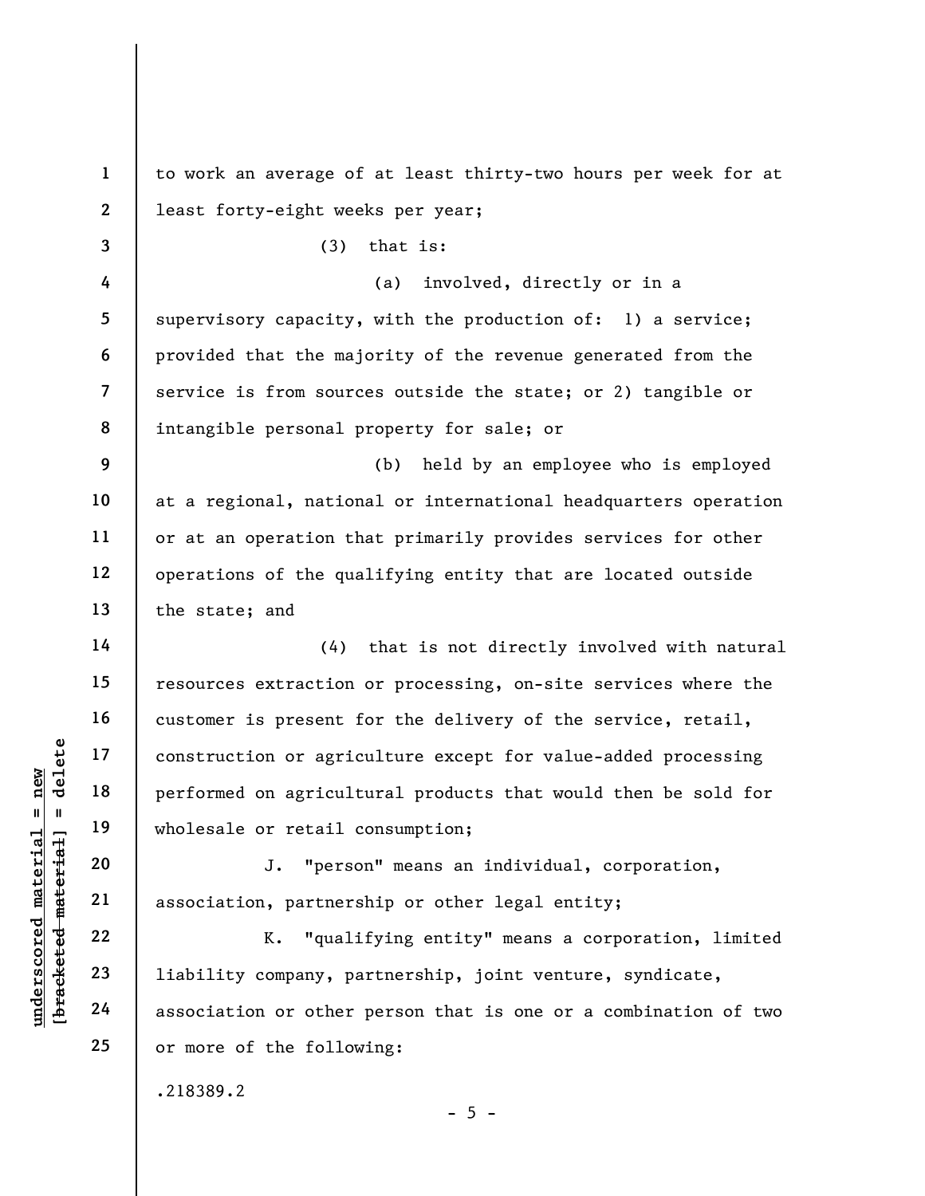to work an average of at least thirty-two hours per week for at least forty-eight weeks per year;

(3) that is:

(a) involved, directly or in a supervisory capacity, with the production of: 1) a service; provided that the majority of the revenue generated from the service is from sources outside the state; or 2) tangible or intangible personal property for sale; or

(b) held by an employee who is employed at a regional, national or international headquarters operation or at an operation that primarily provides services for other operations of the qualifying entity that are located outside the state; and

(4) that is not directly involved with natural resources extraction or processing, on-site services where the customer is present for the delivery of the service, retail, construction or agriculture except for value-added processing performed on agricultural products that would then be sold for wholesale or retail consumption;

J. "person" means an individual, corporation, association, partnership or other legal entity;

K. "qualifying entity" means a corporation, limited liability company, partnership, joint venture, syndicate, association or other person that is one or a combination of two or more of the following:

.218389.2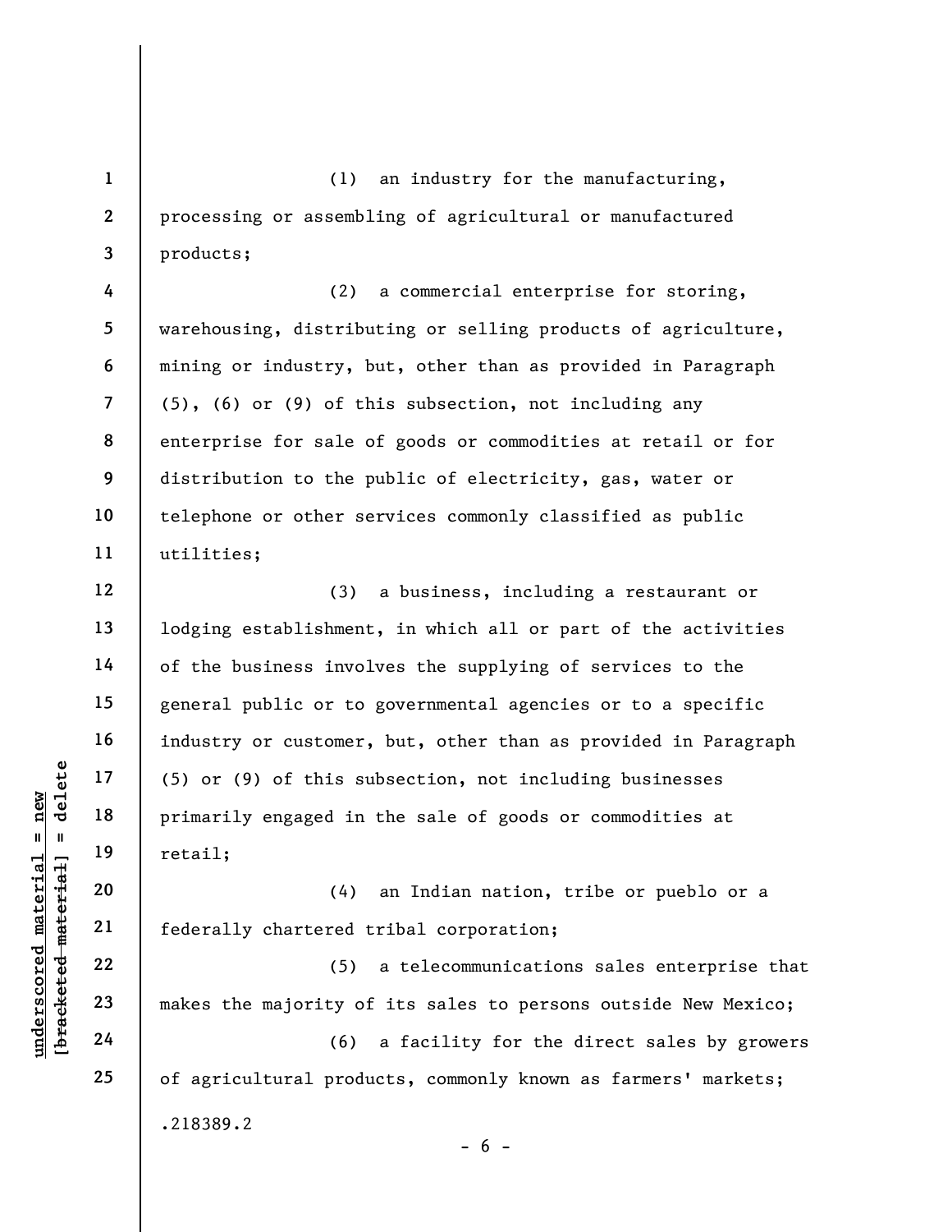(1) an industry for the manufacturing, processing or assembling of agricultural or manufactured products;

(2) a commercial enterprise for storing, warehousing, distributing or selling products of agriculture, mining or industry, but, other than as provided in Paragraph (5), (6) or (9) of this subsection, not including any enterprise for sale of goods or commodities at retail or for distribution to the public of electricity, gas, water or telephone or other services commonly classified as public utilities;

(3) a business, including a restaurant or lodging establishment, in which all or part of the activities of the business involves the supplying of services to the general public or to governmental agencies or to a specific industry or customer, but, other than as provided in Paragraph (5) or (9) of this subsection, not including businesses primarily engaged in the sale of goods or commodities at retail;

(4) an Indian nation, tribe or pueblo or a federally chartered tribal corporation;

(5) a telecommunications sales enterprise that makes the majority of its sales to persons outside New Mexico;

(6) a facility for the direct sales by growers of agricultural products, commonly known as farmers' markets;

.218389.2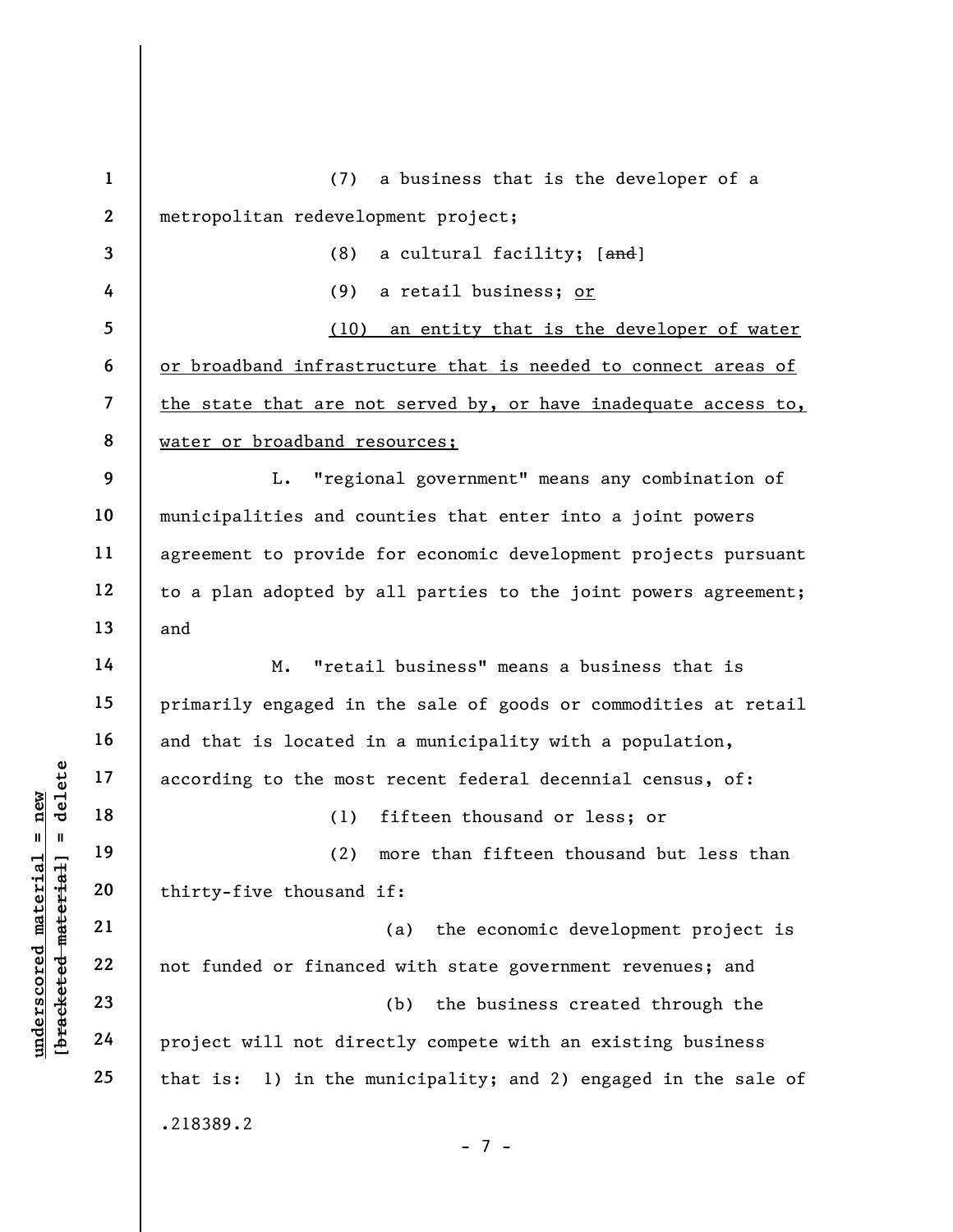(7) a business that is the developer of a metropolitan redevelopment project;

(8) a cultural facility; [~~and~~]

(9) a retail business; <u>or</u>

<u>(10) an entity that is the developer of water or broadband infrastructure that is needed to connect areas of the state that are not served by, or have inadequate access to, water or broadband resources;</u>

L. "regional government" means any combination of municipalities and counties that enter into a joint powers agreement to provide for economic development projects pursuant to a plan adopted by all parties to the joint powers agreement; and

M. "retail business" means a business that is primarily engaged in the sale of goods or commodities at retail and that is located in a municipality with a population, according to the most recent federal decennial census, of:

(1) fifteen thousand or less; or

(2) more than fifteen thousand but less than thirty-five thousand if:

(a) the economic development project is not funded or financed with state government revenues; and

(b) the business created through the project will not directly compete with an existing business that is: 1) in the municipality; and 2) engaged in the sale of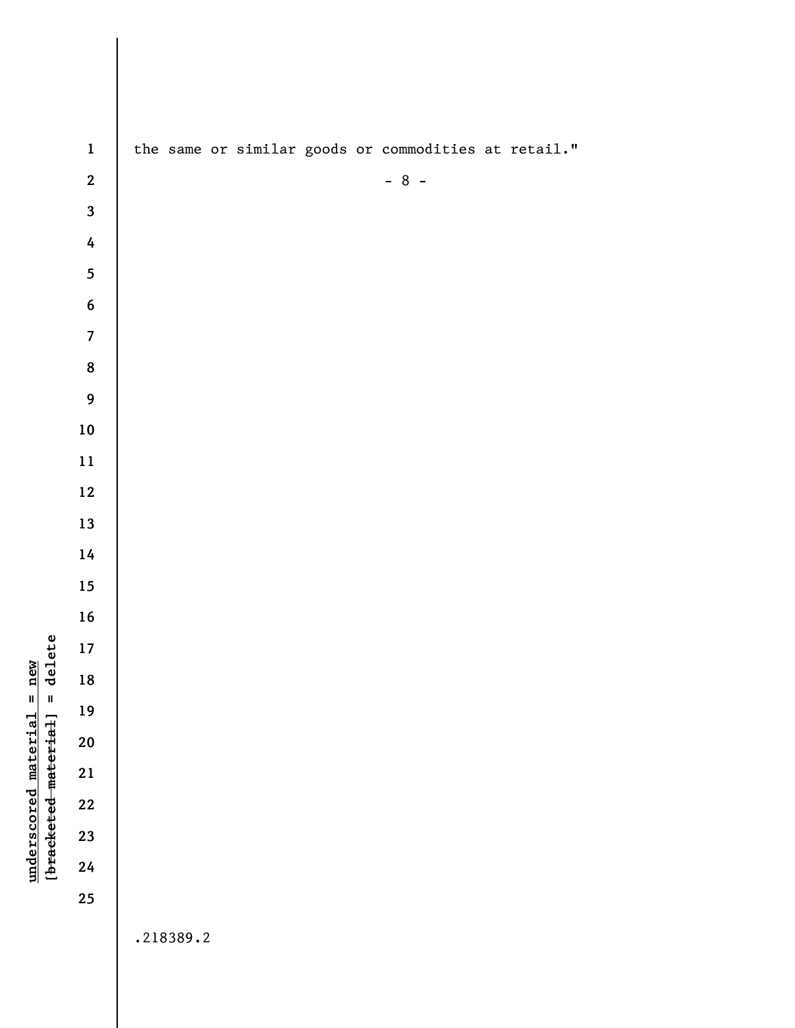the same or similar goods or commodities at retail."